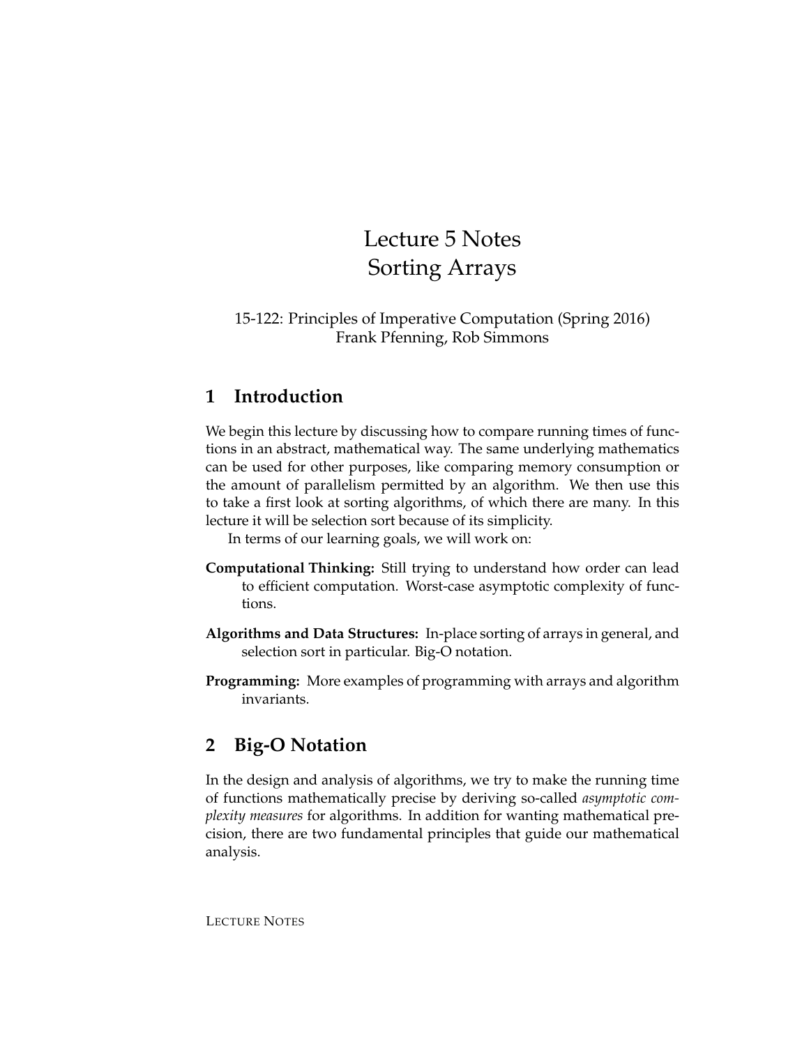# Lecture 5 Notes
# Sorting Arrays

15-122: Principles of Imperative Computation (Spring 2016)
Frank Pfenning, Rob Simmons

## 1 Introduction

We begin this lecture by discussing how to compare running times of functions in an abstract, mathematical way. The same underlying mathematics can be used for other purposes, like comparing memory consumption or the amount of parallelism permitted by an algorithm. We then use this to take a first look at sorting algorithms, of which there are many. In this lecture it will be selection sort because of its simplicity.

In terms of our learning goals, we will work on:

**Computational Thinking:** Still trying to understand how order can lead to efficient computation. Worst-case asymptotic complexity of functions.

**Algorithms and Data Structures:** In-place sorting of arrays in general, and selection sort in particular. Big-O notation.

**Programming:** More examples of programming with arrays and algorithm invariants.

## 2 Big-O Notation

In the design and analysis of algorithms, we try to make the running time of functions mathematically precise by deriving so-called *asymptotic complexity measures* for algorithms. In addition for wanting mathematical precision, there are two fundamental principles that guide our mathematical analysis.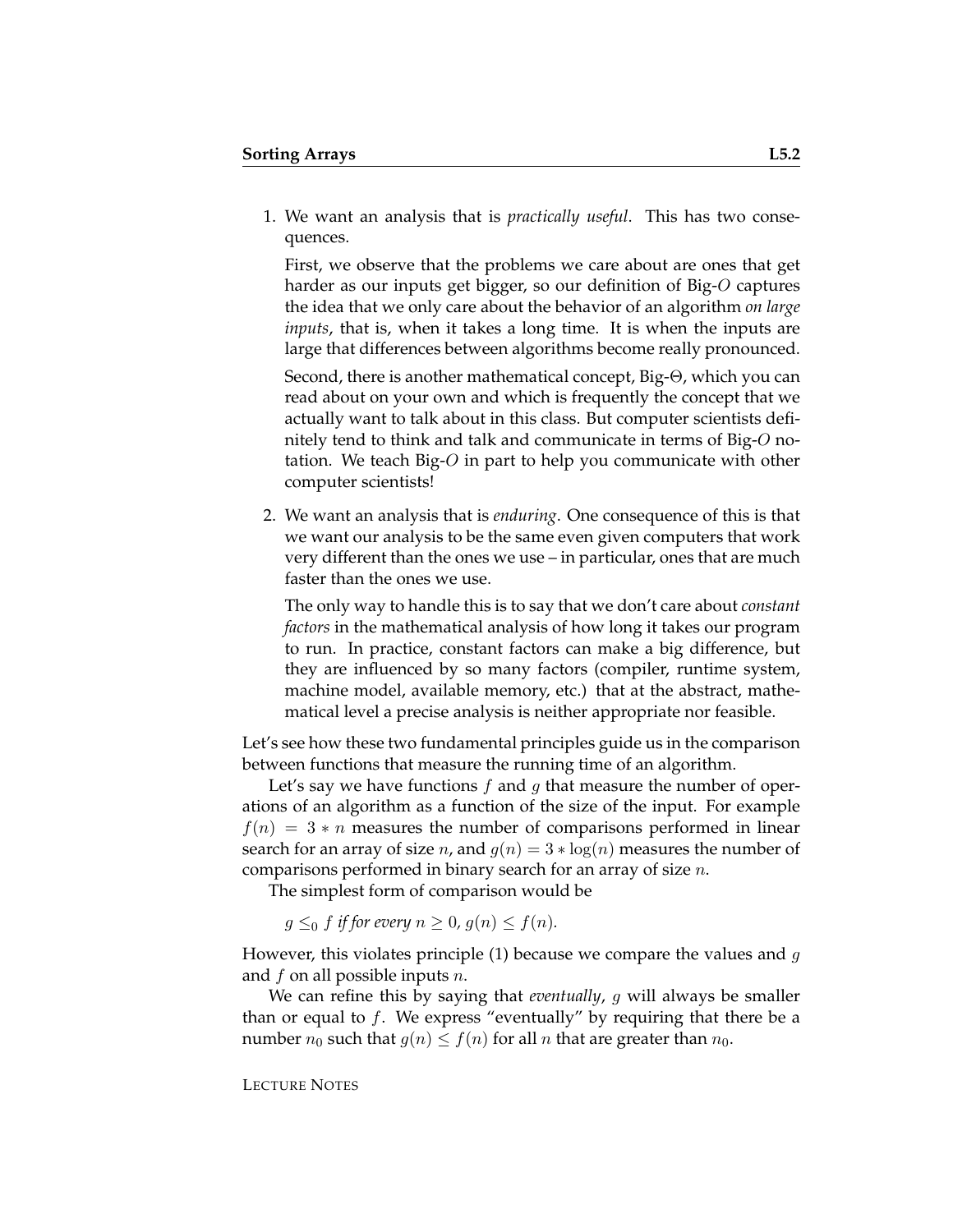1. We want an analysis that is *practically useful*. This has two consequences.

   First, we observe that the problems we care about are ones that get harder as our inputs get bigger, so our definition of Big-$O$ captures the idea that we only care about the behavior of an algorithm *on large inputs*, that is, when it takes a long time. It is when the inputs are large that differences between algorithms become really pronounced.

   Second, there is another mathematical concept, Big-$\Theta$, which you can read about on your own and which is frequently the concept that we actually want to talk about in this class. But computer scientists definitely tend to think and talk and communicate in terms of Big-$O$ notation. We teach Big-$O$ in part to help you communicate with other computer scientists!

2. We want an analysis that is *enduring*. One consequence of this is that we want our analysis to be the same even given computers that work very different than the ones we use – in particular, ones that are much faster than the ones we use.

   The only way to handle this is to say that we don't care about *constant factors* in the mathematical analysis of how long it takes our program to run. In practice, constant factors can make a big difference, but they are influenced by so many factors (compiler, runtime system, machine model, available memory, etc.) that at the abstract, mathematical level a precise analysis is neither appropriate nor feasible.

Let's see how these two fundamental principles guide us in the comparison between functions that measure the running time of an algorithm.

Let's say we have functions $f$ and $g$ that measure the number of operations of an algorithm as a function of the size of the input. For example $f(n) = 3 * n$ measures the number of comparisons performed in linear search for an array of size $n$, and $g(n) = 3 * \log(n)$ measures the number of comparisons performed in binary search for an array of size $n$.

The simplest form of comparison would be

*$g \leq_0 f$ if for every $n \geq 0$, $g(n) \leq f(n)$.*

However, this violates principle (1) because we compare the values and $g$ and $f$ on all possible inputs $n$.

We can refine this by saying that *eventually*, $g$ will always be smaller than or equal to $f$. We express "eventually" by requiring that there be a number $n_0$ such that $g(n) \leq f(n)$ for all $n$ that are greater than $n_0$.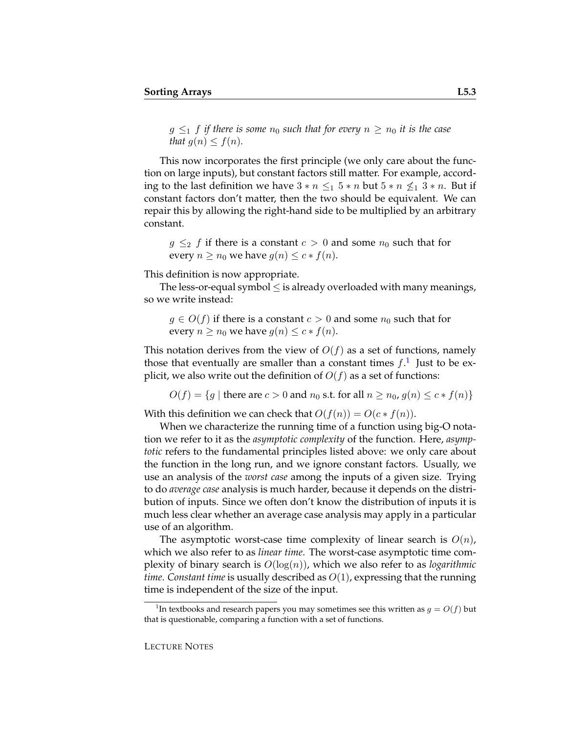*$g \leq_1 f$ if there is some $n_0$ such that for every $n \geq n_0$ it is the case that $g(n) \leq f(n)$.*

This now incorporates the first principle (we only care about the function on large inputs), but constant factors still matter. For example, according to the last definition we have $3 * n \leq_1 5 * n$ but $5 * n \not\leq_1 3 * n$. But if constant factors don't matter, then the two should be equivalent. We can repair this by allowing the right-hand side to be multiplied by an arbitrary constant.

$g \leq_2 f$ if there is a constant $c > 0$ and some $n_0$ such that for every $n \geq n_0$ we have $g(n) \leq c * f(n)$.

This definition is now appropriate.

The less-or-equal symbol $\leq$ is already overloaded with many meanings, so we write instead:

$g \in O(f)$ if there is a constant $c > 0$ and some $n_0$ such that for every $n \geq n_0$ we have $g(n) \leq c * f(n)$.

This notation derives from the view of $O(f)$ as a set of functions, namely those that eventually are smaller than a constant times $f$.[1] Just to be explicit, we also write out the definition of $O(f)$ as a set of functions:

$$O(f) = \{g \mid \text{there are } c > 0 \text{ and } n_0 \text{ s.t. for all } n \geq n_0,\, g(n) \leq c * f(n)\}$$

With this definition we can check that $O(f(n)) = O(c * f(n))$.

When we characterize the running time of a function using big-O notation we refer to it as the *asymptotic complexity* of the function. Here, *asymptotic* refers to the fundamental principles listed above: we only care about the function in the long run, and we ignore constant factors. Usually, we use an analysis of the *worst case* among the inputs of a given size. Trying to do *average case* analysis is much harder, because it depends on the distribution of inputs. Since we often don't know the distribution of inputs it is much less clear whether an average case analysis may apply in a particular use of an algorithm.

The asymptotic worst-case time complexity of linear search is $O(n)$, which we also refer to as *linear time*. The worst-case asymptotic time complexity of binary search is $O(\log(n))$, which we also refer to as *logarithmic time*. *Constant time* is usually described as $O(1)$, expressing that the running time is independent of the size of the input.

[1] In textbooks and research papers you may sometimes see this written as $g = O(f)$ but that is questionable, comparing a function with a set of functions.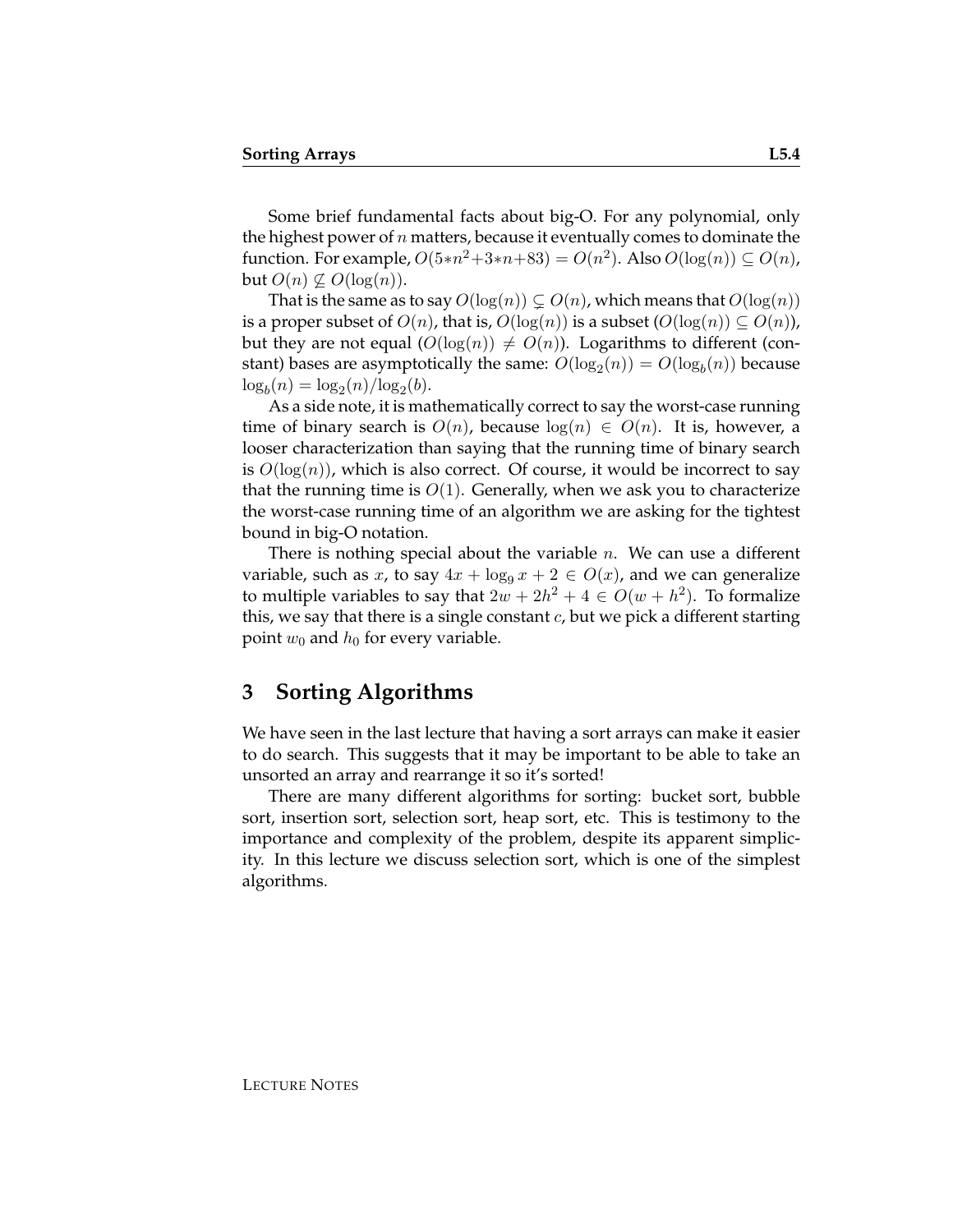Some brief fundamental facts about big-O. For any polynomial, only the highest power of $n$ matters, because it eventually comes to dominate the function. For example, $O(5*n^2+3*n+83) = O(n^2)$. Also $O(\log(n)) \subseteq O(n)$, but $O(n) \not\subseteq O(\log(n))$.

That is the same as to say $O(\log(n)) \subsetneq O(n)$, which means that $O(\log(n))$ is a proper subset of $O(n)$, that is, $O(\log(n))$ is a subset ($O(\log(n)) \subseteq O(n)$), but they are not equal ($O(\log(n)) \neq O(n)$). Logarithms to different (constant) bases are asymptotically the same: $O(\log_2(n)) = O(\log_b(n))$ because $\log_b(n) = \log_2(n)/\log_2(b)$.

As a side note, it is mathematically correct to say the worst-case running time of binary search is $O(n)$, because $\log(n) \in O(n)$. It is, however, a looser characterization than saying that the running time of binary search is $O(\log(n))$, which is also correct. Of course, it would be incorrect to say that the running time is $O(1)$. Generally, when we ask you to characterize the worst-case running time of an algorithm we are asking for the tightest bound in big-O notation.

There is nothing special about the variable $n$. We can use a different variable, such as $x$, to say $4x + \log_9 x + 2 \in O(x)$, and we can generalize to multiple variables to say that $2w + 2h^2 + 4 \in O(w + h^2)$. To formalize this, we say that there is a single constant $c$, but we pick a different starting point $w_0$ and $h_0$ for every variable.

# 3 Sorting Algorithms

We have seen in the last lecture that having a sort arrays can make it easier to do search. This suggests that it may be important to be able to take an unsorted an array and rearrange it so it's sorted!

There are many different algorithms for sorting: bucket sort, bubble sort, insertion sort, selection sort, heap sort, etc. This is testimony to the importance and complexity of the problem, despite its apparent simplicity. In this lecture we discuss selection sort, which is one of the simplest algorithms.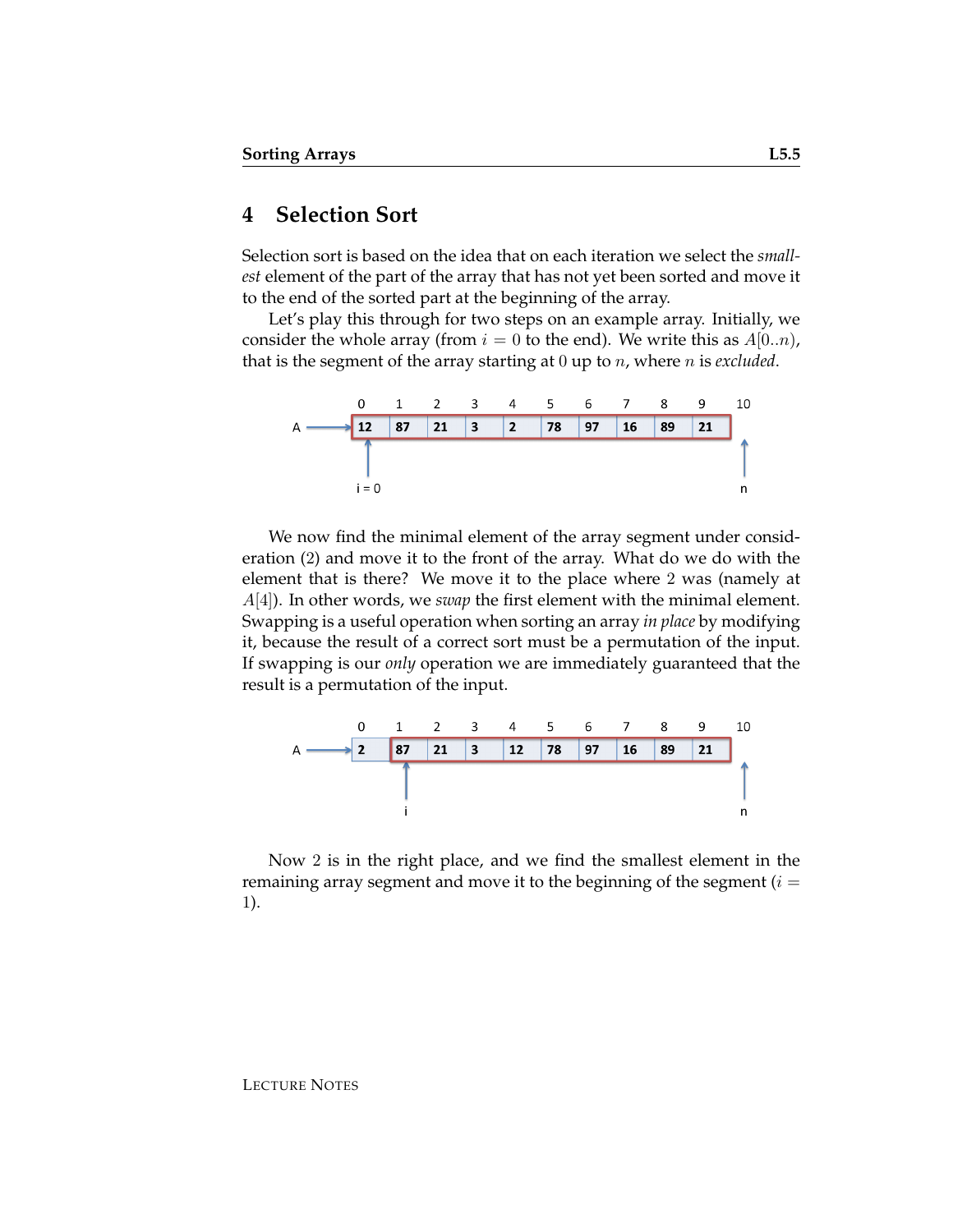## 4 Selection Sort

Selection sort is based on the idea that on each iteration we select the *smallest* element of the part of the array that has not yet been sorted and move it to the end of the sorted part at the beginning of the array.

Let's play this through for two steps on an example array. Initially, we consider the whole array (from $i = 0$ to the end). We write this as $A[0..n)$, that is the segment of the array starting at $0$ up to $n$, where $n$ is *excluded*.

| 0 | 1 | 2 | 3 | 4 | 5 | 6 | 7 | 8 | 9 |
|---|---|---|---|---|---|---|---|---|---|
| 12 | 87 | 21 | 3 | 2 | 78 | 97 | 16 | 89 | 21 |

We now find the minimal element of the array segment under consideration (2) and move it to the front of the array. What do we do with the element that is there? We move it to the place where $2$ was (namely at $A[4]$). In other words, we *swap* the first element with the minimal element. Swapping is a useful operation when sorting an array *in place* by modifying it, because the result of a correct sort must be a permutation of the input. If swapping is our *only* operation we are immediately guaranteed that the result is a permutation of the input.

| 0 | 1 | 2 | 3 | 4 | 5 | 6 | 7 | 8 | 9 |
|---|---|---|---|---|---|---|---|---|---|
| 2 | 87 | 21 | 3 | 12 | 78 | 97 | 16 | 89 | 21 |

Now $2$ is in the right place, and we find the smallest element in the remaining array segment and move it to the beginning of the segment ($i = 1$).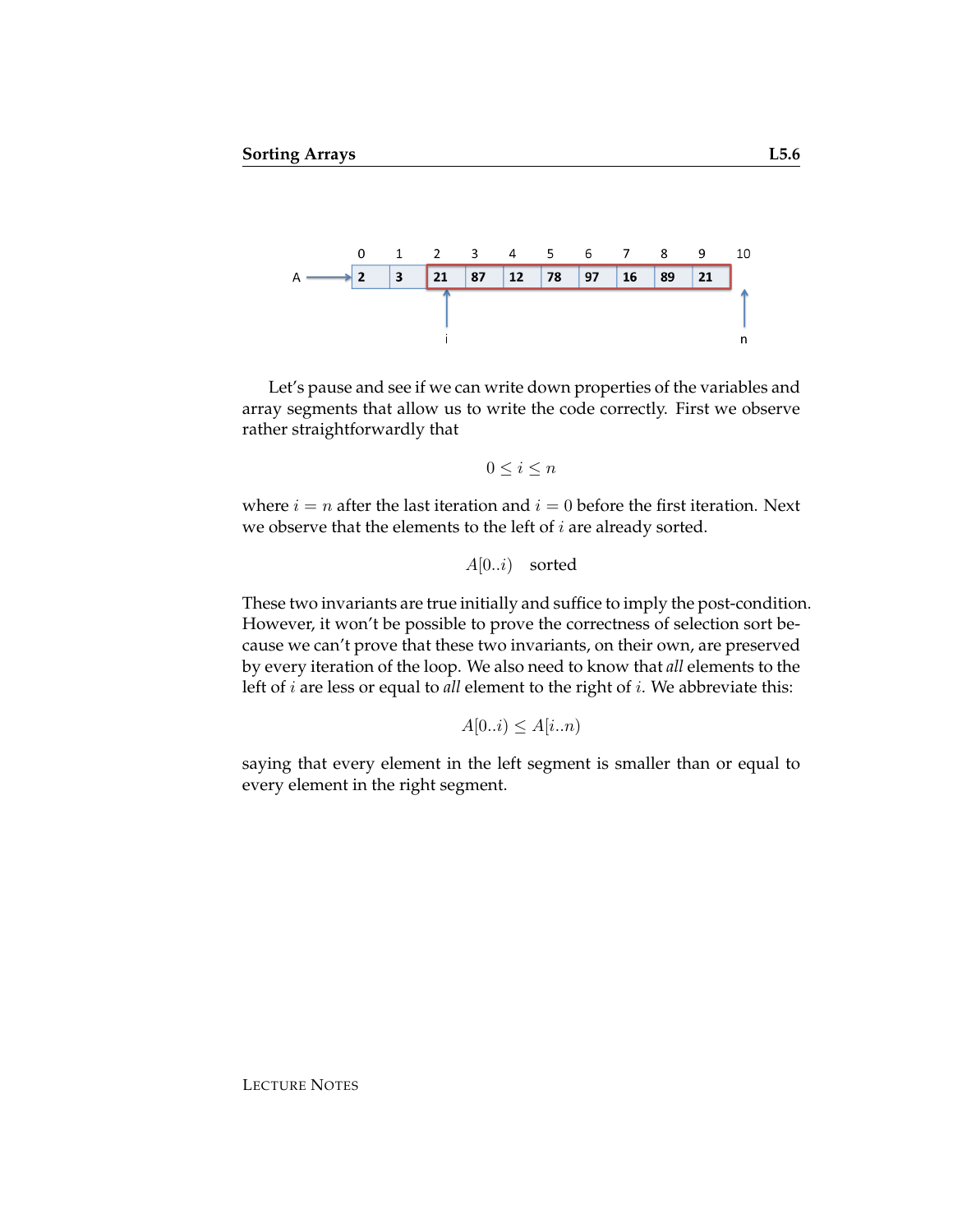Let's pause and see if we can write down properties of the variables and array segments that allow us to write the code correctly. First we observe rather straightforwardly that

$$0 \leq i \leq n$$

where $i = n$ after the last iteration and $i = 0$ before the first iteration. Next we observe that the elements to the left of $i$ are already sorted.

$$A[0..i) \quad \text{sorted}$$

These two invariants are true initially and suffice to imply the post-condition. However, it won't be possible to prove the correctness of selection sort because we can't prove that these two invariants, on their own, are preserved by every iteration of the loop. We also need to know that *all* elements to the left of $i$ are less or equal to *all* element to the right of $i$. We abbreviate this:

$$A[0..i) \leq A[i..n)$$

saying that every element in the left segment is smaller than or equal to every element in the right segment.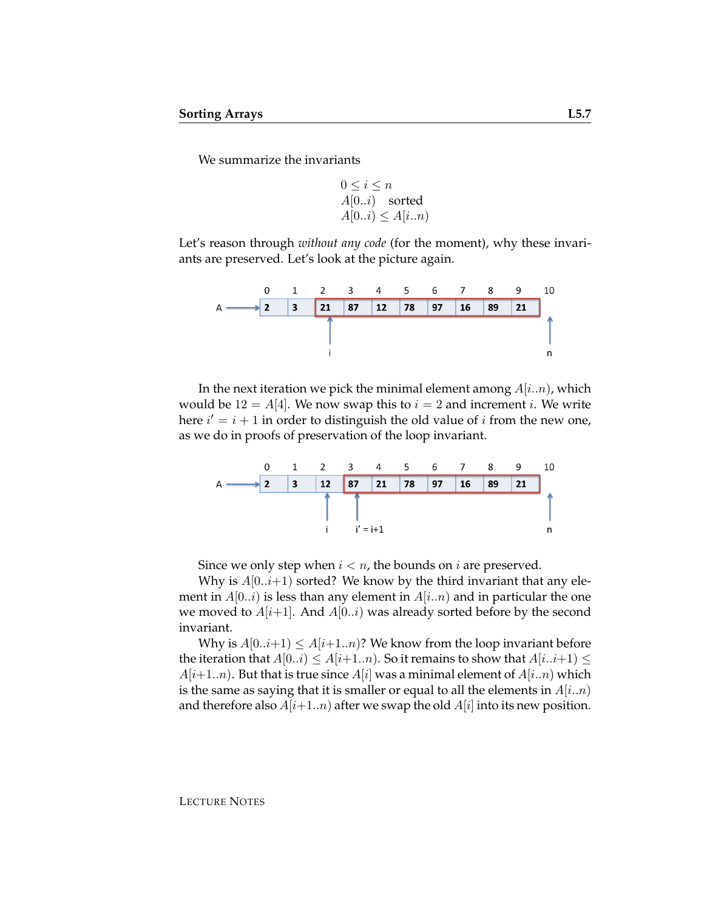We summarize the invariants

$$
\begin{array}{l}
0 \leq i \leq n \\
A[0..i) \quad \text{sorted} \\
A[0..i) \leq A[i..n)
\end{array}
$$

Let's reason through *without any code* (for the moment), why these invariants are preserved. Let's look at the picture again.

| | 0 | 1 | 2 | 3 | 4 | 5 | 6 | 7 | 8 | 9 | 10 |
|---|---|---|---|---|---|---|---|---|---|---|---|
| A | 2 | 3 | 21 | 87 | 12 | 78 | 97 | 16 | 89 | 21 | |
| | | | i | | | | | | | | n |

In the next iteration we pick the minimal element among $A[i..n)$, which would be $12 = A[4]$. We now swap this to $i = 2$ and increment $i$. We write here $i' = i + 1$ in order to distinguish the old value of $i$ from the new one, as we do in proofs of preservation of the loop invariant.

| | 0 | 1 | 2 | 3 | 4 | 5 | 6 | 7 | 8 | 9 | 10 |
|---|---|---|---|---|---|---|---|---|---|---|---|
| A | 2 | 3 | 12 | 87 | 21 | 78 | 97 | 16 | 89 | 21 | |
| | | | i | i' = i+1 | | | | | | | n |

Since we only step when $i < n$, the bounds on $i$ are preserved.

Why is $A[0..i{+}1)$ sorted? We know by the third invariant that any element in $A[0..i)$ is less than any element in $A[i..n)$ and in particular the one we moved to $A[i{+}1]$. And $A[0..i)$ was already sorted before by the second invariant.

Why is $A[0..i{+}1) \leq A[i{+}1..n)$? We know from the loop invariant before the iteration that $A[0..i) \leq A[i{+}1..n)$. So it remains to show that $A[i..i{+}1) \leq A[i{+}1..n)$. But that is true since $A[i]$ was a minimal element of $A[i..n)$ which is the same as saying that it is smaller or equal to all the elements in $A[i..n)$ and therefore also $A[i{+}1..n)$ after we swap the old $A[i]$ into its new position.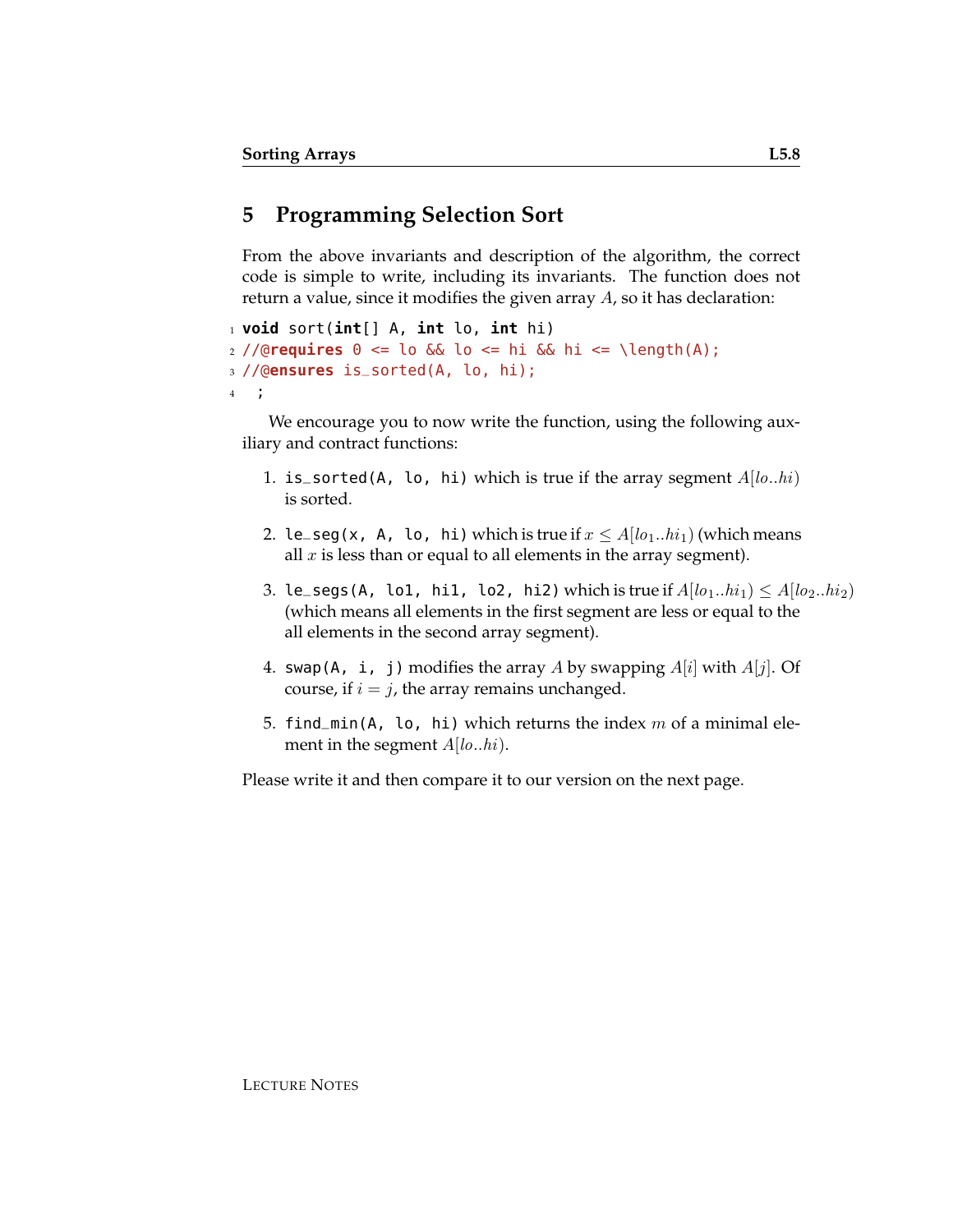## 5 Programming Selection Sort

From the above invariants and description of the algorithm, the correct code is simple to write, including its invariants. The function does not return a value, since it modifies the given array $A$, so it has declaration:

```
void sort(int[] A, int lo, int hi)
//@requires 0 <= lo && lo <= hi && hi <= \length(A);
//@ensures is_sorted(A, lo, hi);
  ;
```

We encourage you to now write the function, using the following auxiliary and contract functions:

1. `is_sorted(A, lo, hi)` which is true if the array segment $A[lo..hi)$ is sorted.

2. `le_seg(x, A, lo, hi)` which is true if $x \leq A[lo_1..hi_1)$ (which means all $x$ is less than or equal to all elements in the array segment).

3. `le_segs(A, lo1, hi1, lo2, hi2)` which is true if $A[lo_1..hi_1) \leq A[lo_2..hi_2)$ (which means all elements in the first segment are less or equal to the all elements in the second array segment).

4. `swap(A, i, j)` modifies the array $A$ by swapping $A[i]$ with $A[j]$. Of course, if $i = j$, the array remains unchanged.

5. `find_min(A, lo, hi)` which returns the index $m$ of a minimal element in the segment $A[lo..hi)$.

Please write it and then compare it to our version on the next page.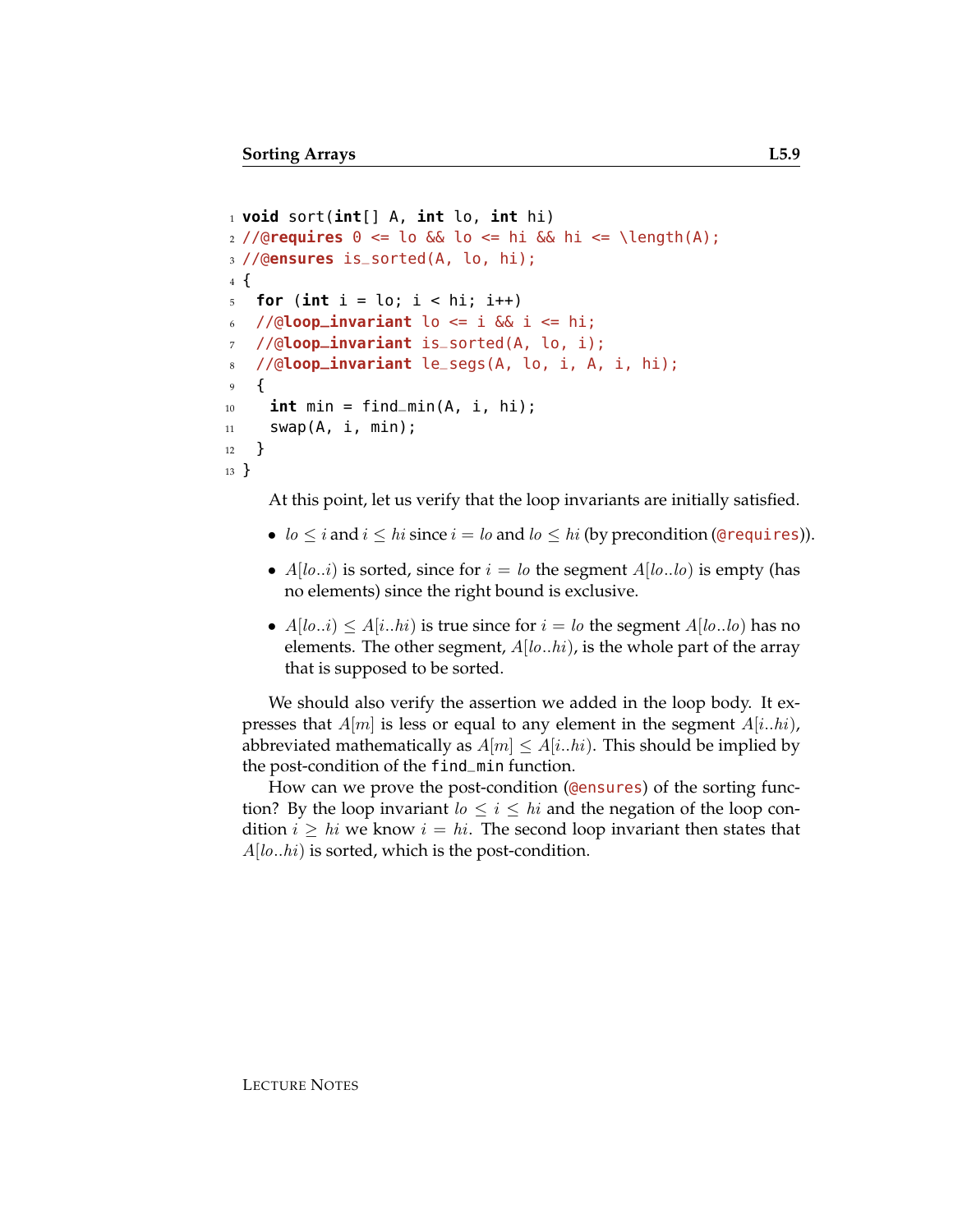```
void sort(int[] A, int lo, int hi)
//@requires 0 <= lo && lo <= hi && hi <= \length(A);
//@ensures is_sorted(A, lo, hi);
{
  for (int i = lo; i < hi; i++)
  //@loop_invariant lo <= i && i <= hi;
  //@loop_invariant is_sorted(A, lo, i);
  //@loop_invariant le_segs(A, lo, i, A, i, hi);
  {
    int min = find_min(A, i, hi);
    swap(A, i, min);
  }
}
```

At this point, let us verify that the loop invariants are initially satisfied.

- $lo \leq i$ and $i \leq hi$ since $i = lo$ and $lo \leq hi$ (by precondition (`@requires`)).
- $A[lo..i)$ is sorted, since for $i = lo$ the segment $A[lo..lo)$ is empty (has no elements) since the right bound is exclusive.
- $A[lo..i) \leq A[i..hi)$ is true since for $i = lo$ the segment $A[lo..lo)$ has no elements. The other segment, $A[lo..hi)$, is the whole part of the array that is supposed to be sorted.

We should also verify the assertion we added in the loop body. It expresses that $A[m]$ is less or equal to any element in the segment $A[i..hi)$, abbreviated mathematically as $A[m] \leq A[i..hi)$. This should be implied by the post-condition of the `find_min` function.

How can we prove the post-condition (`@ensures`) of the sorting function? By the loop invariant $lo \leq i \leq hi$ and the negation of the loop condition $i \geq hi$ we know $i = hi$. The second loop invariant then states that $A[lo..hi)$ is sorted, which is the post-condition.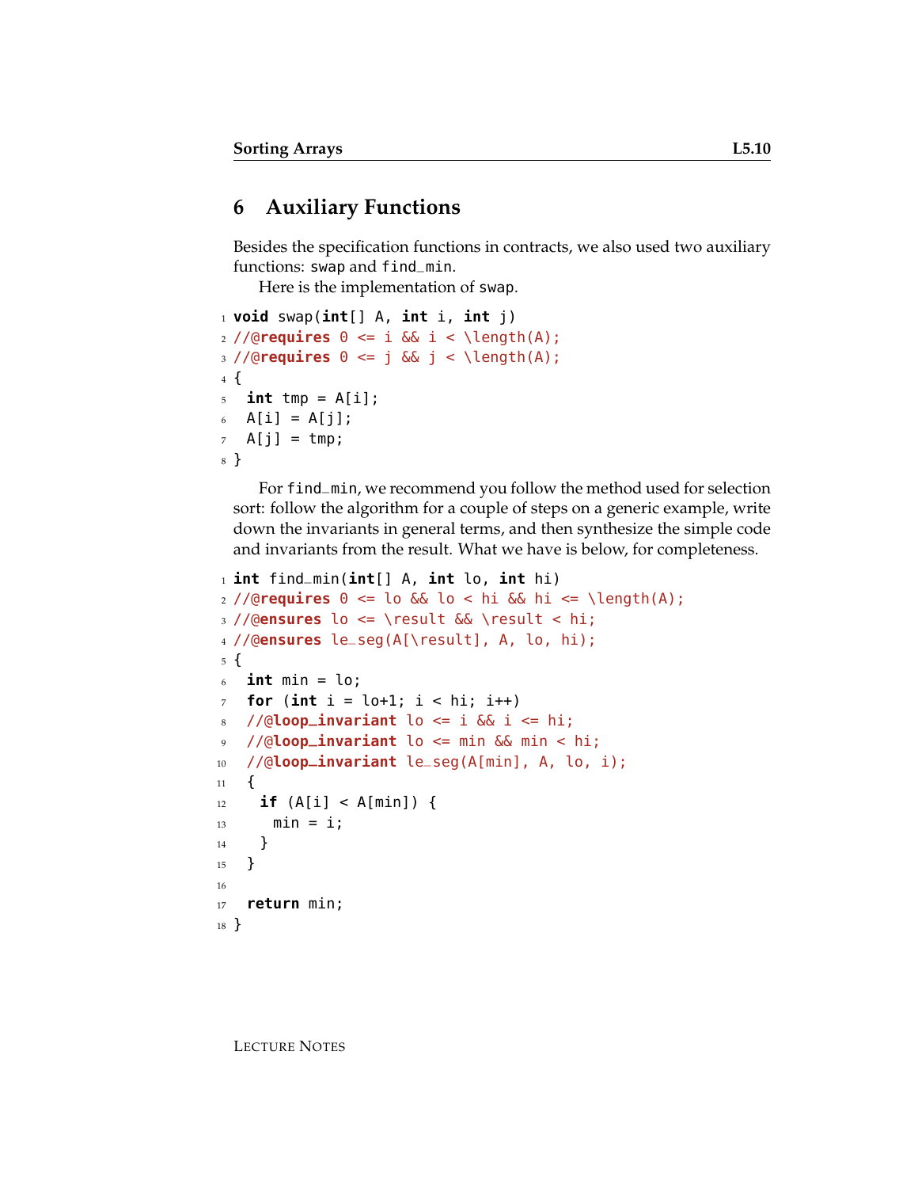## 6 Auxiliary Functions

Besides the specification functions in contracts, we also used two auxiliary functions: `swap` and `find_min`.

Here is the implementation of `swap`.

```
void swap(int[] A, int i, int j)
//@requires 0 <= i && i < \length(A);
//@requires 0 <= j && j < \length(A);
{
  int tmp = A[i];
  A[i] = A[j];
  A[j] = tmp;
}
```

For `find_min`, we recommend you follow the method used for selection sort: follow the algorithm for a couple of steps on a generic example, write down the invariants in general terms, and then synthesize the simple code and invariants from the result. What we have is below, for completeness.

```
int find_min(int[] A, int lo, int hi)
//@requires 0 <= lo && lo < hi && hi <= \length(A);
//@ensures lo <= \result && \result < hi;
//@ensures le_seg(A[\result], A, lo, hi);
{
  int min = lo;
  for (int i = lo+1; i < hi; i++)
  //@loop_invariant lo <= i && i <= hi;
  //@loop_invariant lo <= min && min < hi;
  //@loop_invariant le_seg(A[min], A, lo, i);
  {
    if (A[i] < A[min]) {
      min = i;
    }
  }

  return min;
}
```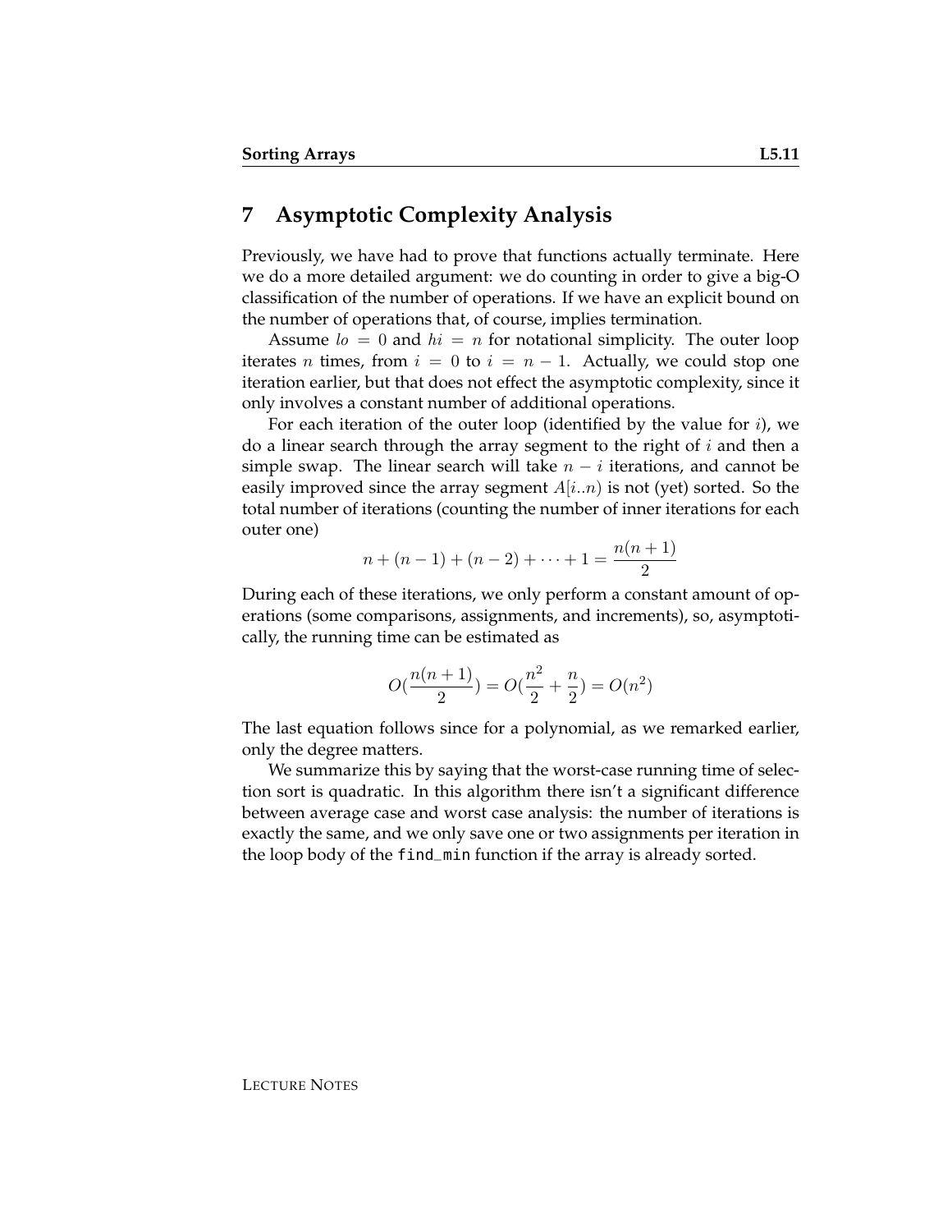## 7 Asymptotic Complexity Analysis

Previously, we have had to prove that functions actually terminate. Here we do a more detailed argument: we do counting in order to give a big-O classification of the number of operations. If we have an explicit bound on the number of operations that, of course, implies termination.

Assume $lo = 0$ and $hi = n$ for notational simplicity. The outer loop iterates $n$ times, from $i = 0$ to $i = n - 1$. Actually, we could stop one iteration earlier, but that does not effect the asymptotic complexity, since it only involves a constant number of additional operations.

For each iteration of the outer loop (identified by the value for $i$), we do a linear search through the array segment to the right of $i$ and then a simple swap. The linear search will take $n - i$ iterations, and cannot be easily improved since the array segment $A[i..n)$ is not (yet) sorted. So the total number of iterations (counting the number of inner iterations for each outer one)

$$n + (n-1) + (n-2) + \cdots + 1 = \frac{n(n+1)}{2}$$

During each of these iterations, we only perform a constant amount of operations (some comparisons, assignments, and increments), so, asymptotically, the running time can be estimated as

$$O(\frac{n(n+1)}{2}) = O(\frac{n^2}{2} + \frac{n}{2}) = O(n^2)$$

The last equation follows since for a polynomial, as we remarked earlier, only the degree matters.

We summarize this by saying that the worst-case running time of selection sort is quadratic. In this algorithm there isn't a significant difference between average case and worst case analysis: the number of iterations is exactly the same, and we only save one or two assignments per iteration in the loop body of the `find_min` function if the array is already sorted.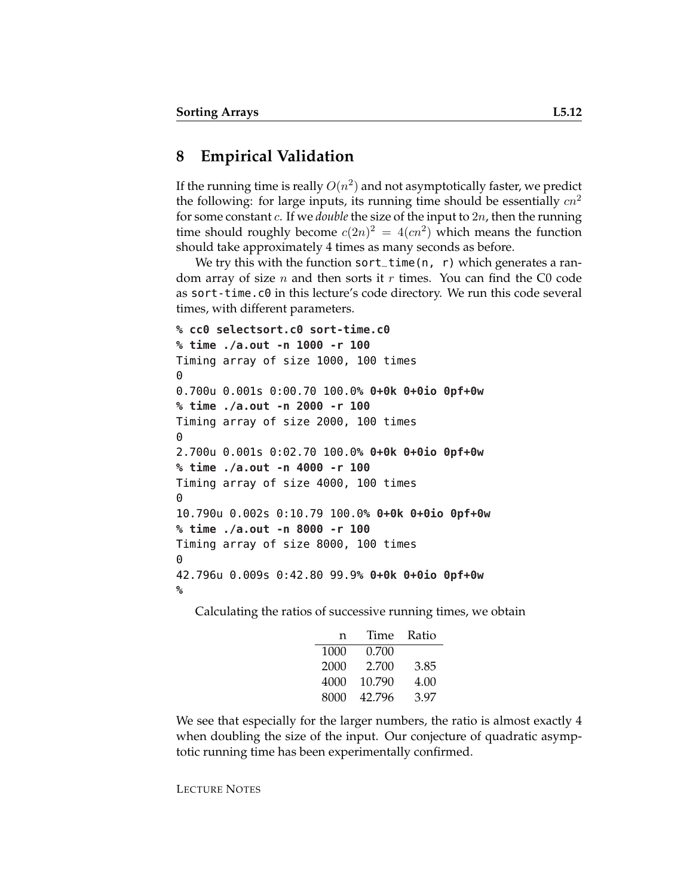## 8 Empirical Validation

If the running time is really $O(n^2)$ and not asymptotically faster, we predict the following: for large inputs, its running time should be essentially $cn^2$ for some constant $c$. If we *double* the size of the input to $2n$, then the running time should roughly become $c(2n)^2 = 4(cn^2)$ which means the function should take approximately 4 times as many seconds as before.

We try this with the function `sort_time(n, r)` which generates a random array of size $n$ and then sorts it $r$ times. You can find the C0 code as `sort-time.c0` in this lecture's code directory. We run this code several times, with different parameters.

```
% cc0 selectsort.c0 sort-time.c0
% time ./a.out -n 1000 -r 100
Timing array of size 1000, 100 times
0
0.700u 0.001s 0:00.70 100.0% 0+0k 0+0io 0pf+0w
% time ./a.out -n 2000 -r 100
Timing array of size 2000, 100 times
0
2.700u 0.001s 0:02.70 100.0% 0+0k 0+0io 0pf+0w
% time ./a.out -n 4000 -r 100
Timing array of size 4000, 100 times
0
10.790u 0.002s 0:10.79 100.0% 0+0k 0+0io 0pf+0w
% time ./a.out -n 8000 -r 100
Timing array of size 8000, 100 times
0
42.796u 0.009s 0:42.80 99.9% 0+0k 0+0io 0pf+0w
%
```

Calculating the ratios of successive running times, we obtain

| n | Time | Ratio |
|---|---|---|
| 1000 | 0.700 | |
| 2000 | 2.700 | 3.85 |
| 4000 | 10.790 | 4.00 |
| 8000 | 42.796 | 3.97 |

We see that especially for the larger numbers, the ratio is almost exactly 4 when doubling the size of the input. Our conjecture of quadratic asymptotic running time has been experimentally confirmed.